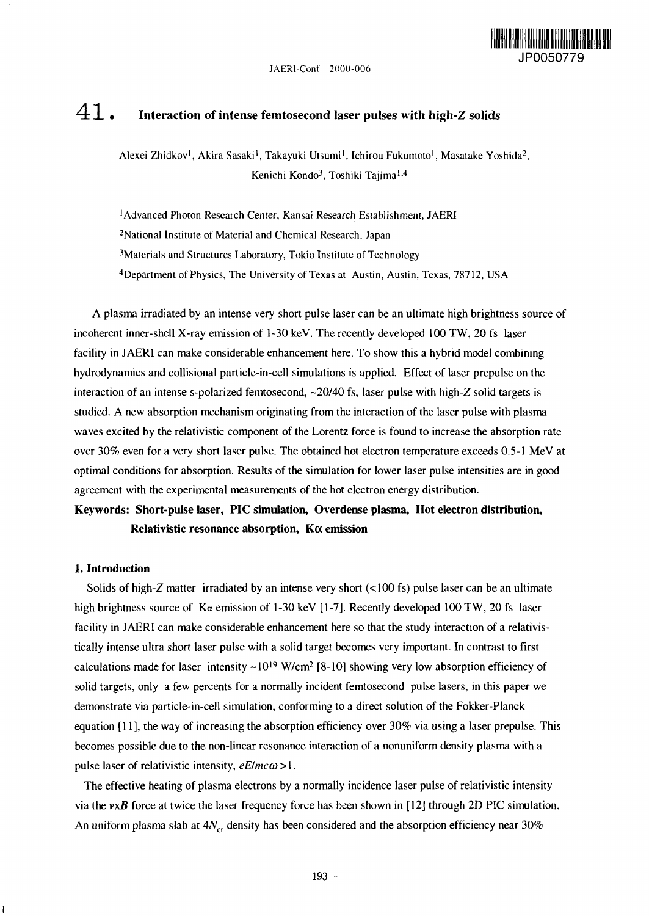# 41. Interaction of intense femtosecond laser pulses with high-$Z$ solids

Alexei Zhidkov[1], Akira Sasaki[1], Takayuki Utsumi[1], Ichirou Fukumoto[1], Masatake Yoshida[2], Kenichi Kondo[3], Toshiki Tajima[1,4]

[1]Advanced Photon Research Center, Kansai Research Establishment, JAERI

[2]National Institute of Material and Chemical Research, Japan

[3]Materials and Structures Laboratory, Tokio Institute of Technology

[4]Department of Physics, The University of Texas at Austin, Austin, Texas, 78712, USA

A plasma irradiated by an intense very short pulse laser can be an ultimate high brightness source of incoherent inner-shell X-ray emission of 1-30 keV. The recently developed 100 TW, 20 fs laser facility in JAERI can make considerable enhancement here. To show this a hybrid model combining hydrodynamics and collisional particle-in-cell simulations is applied. Effect of laser prepulse on the interaction of an intense s-polarized femtosecond, ~20/40 fs, laser pulse with high-$Z$ solid targets is studied. A new absorption mechanism originating from the interaction of the laser pulse with plasma waves excited by the relativistic component of the Lorentz force is found to increase the absorption rate over 30% even for a very short laser pulse. The obtained hot electron temperature exceeds 0.5-1 MeV at optimal conditions for absorption. Results of the simulation for lower laser pulse intensities are in good agreement with the experimental measurements of the hot electron energy distribution.

**Keywords: Short-pulse laser, PIC simulation, Overdense plasma, Hot electron distribution, Relativistic resonance absorption, K$\alpha$ emission**

## 1. Introduction

Solids of high-$Z$ matter irradiated by an intense very short (<100 fs) pulse laser can be an ultimate high brightness source of K$\alpha$ emission of 1-30 keV [1-7]. Recently developed 100 TW, 20 fs laser facility in JAERI can make considerable enhancement here so that the study interaction of a relativistically intense ultra short laser pulse with a solid target becomes very important. In contrast to first calculations made for laser intensity ~$10^{19}$ W/cm$^2$ [8-10] showing very low absorption efficiency of solid targets, only a few percents for a normally incident femtosecond pulse lasers, in this paper we demonstrate via particle-in-cell simulation, conforming to a direct solution of the Fokker-Planck equation [11], the way of increasing the absorption efficiency over 30% via using a laser prepulse. This becomes possible due to the non-linear resonance interaction of a nonuniform density plasma with a pulse laser of relativistic intensity, $eE/mc\omega > 1$.

The effective heating of plasma electrons by a normally incidence laser pulse of relativistic intensity via the $\boldsymbol{v}\times\boldsymbol{B}$ force at twice the laser frequency force has been shown in [12] through 2D PIC simulation. An uniform plasma slab at $4N_{cr}$ density has been considered and the absorption efficiency near 30%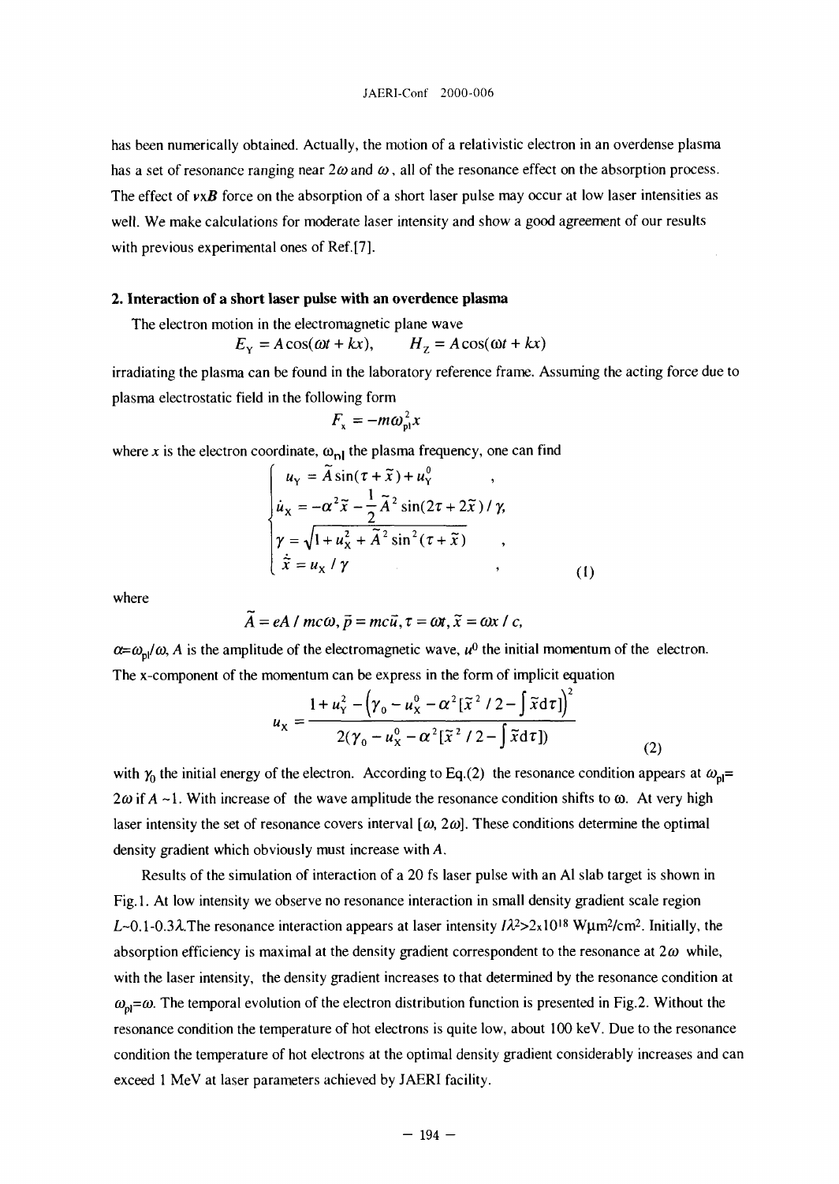has been numerically obtained. Actually, the motion of a relativistic electron in an overdense plasma has a set of resonance ranging near $2\omega$ and $\omega$, all of the resonance effect on the absorption process. The effect of $\mathbf{v}\mathrm{x}\mathbf{B}$ force on the absorption of a short laser pulse may occur at low laser intensities as well. We make calculations for moderate laser intensity and show a good agreement of our results with previous experimental ones of Ref.[7].

## 2. Interaction of a short laser pulse with an overdence plasma

The electron motion in the electromagnetic plane wave

$$E_Y = A\cos(\omega t + kx), \qquad H_Z = A\cos(\omega t + kx)$$

irradiating the plasma can be found in the laboratory reference frame. Assuming the acting force due to plasma electrostatic field in the following form

$$F_x = -m\omega_{pl}^2 x$$

where $x$ is the electron coordinate, $\omega_{nl}$ the plasma frequency, one can find

$$\begin{cases} u_Y = \tilde{A}\sin(\tau + \tilde{x}) + u_Y^0 & , \\ \dot{u}_X = -\alpha^2\tilde{x} - \dfrac{1}{2}\tilde{A}^2\sin(2\tau + 2\tilde{x})/\gamma, & \\ \gamma = \sqrt{1 + u_X^2 + \tilde{A}^2\sin^2(\tau + \tilde{x})} & , \\ \dot{\tilde{x}} = u_X/\gamma & , \end{cases} \tag{1}$$

where

$$\tilde{A} = eA/mc\omega, \vec{p} = mc\vec{u}, \tau = \omega t, \tilde{x} = \omega x/c,$$

$\alpha=\omega_{pl}/\omega$, $A$ is the amplitude of the electromagnetic wave, $u^0$ the initial momentum of the electron. The x-component of the momentum can be express in the form of implicit equation

$$u_X = \frac{1 + u_Y^2 - \left(\gamma_0 - u_X^0 - \alpha^2[\tilde{x}^2/2 - \int \tilde{x}d\tau]\right)^2}{2(\gamma_0 - u_X^0 - \alpha^2[\tilde{x}^2/2 - \int \tilde{x}d\tau])} \tag{2}$$

with $\gamma_0$ the initial energy of the electron. According to Eq.(2) the resonance condition appears at $\omega_{pl}= 2\omega$ if $A \sim 1$. With increase of the wave amplitude the resonance condition shifts to $\omega$. At very high laser intensity the set of resonance covers interval $[\omega, 2\omega]$. These conditions determine the optimal density gradient which obviously must increase with $A$.

Results of the simulation of interaction of a 20 fs laser pulse with an Al slab target is shown in Fig.1. At low intensity we observe no resonance interaction in small density gradient scale region $L$~0.1-0.3$\lambda$.The resonance interaction appears at laser intensity $I\lambda^2$>2x$10^{18}$ W$\mu$m$^2$/cm$^2$. Initially, the absorption efficiency is maximal at the density gradient correspondent to the resonance at $2\omega$ while, with the laser intensity, the density gradient increases to that determined by the resonance condition at $\omega_{pl}=\omega$. The temporal evolution of the electron distribution function is presented in Fig.2. Without the resonance condition the temperature of hot electrons is quite low, about 100 keV. Due to the resonance condition the temperature of hot electrons at the optimal density gradient considerably increases and can exceed 1 MeV at laser parameters achieved by JAERI facility.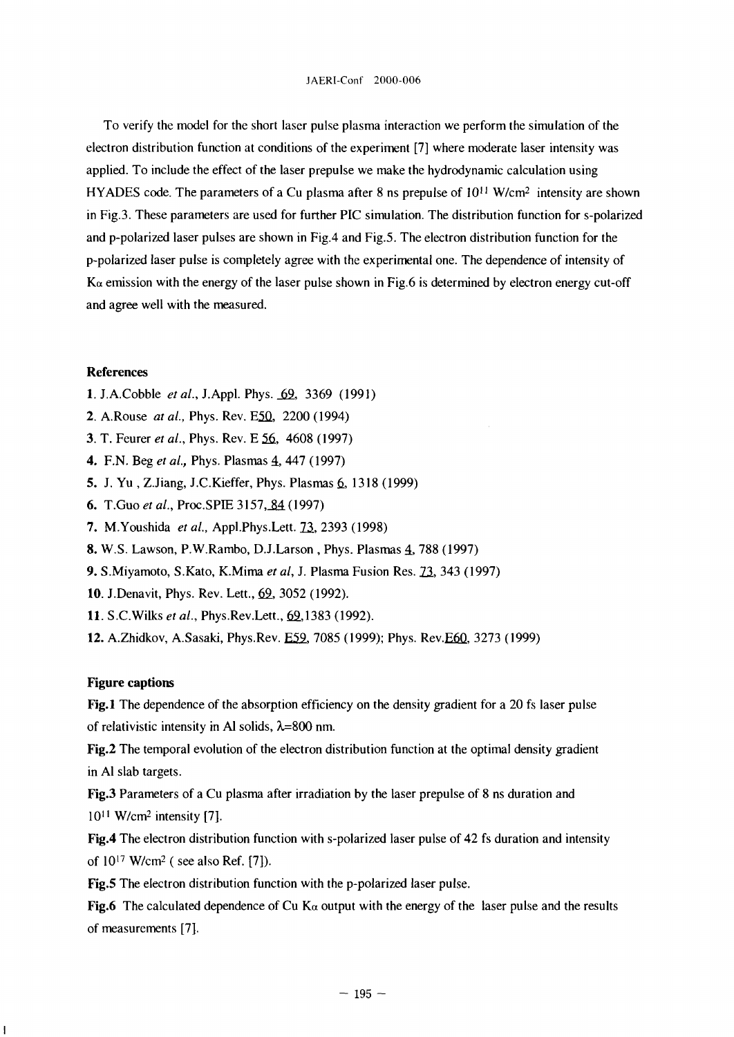To verify the model for the short laser pulse plasma interaction we perform the simulation of the electron distribution function at conditions of the experiment [7] where moderate laser intensity was applied. To include the effect of the laser prepulse we make the hydrodynamic calculation using HYADES code. The parameters of a Cu plasma after 8 ns prepulse of $10^{11}$ W/cm$^2$ intensity are shown in Fig.3. These parameters are used for further PIC simulation. The distribution function for s-polarized and p-polarized laser pulses are shown in Fig.4 and Fig.5. The electron distribution function for the p-polarized laser pulse is completely agree with the experimental one. The dependence of intensity of $K\alpha$ emission with the energy of the laser pulse shown in Fig.6 is determined by electron energy cut-off and agree well with the measured.

**References**

**1.** J.A.Cobble *et al.*, J.Appl. Phys. 69, 3369 (1991)

**2.** A.Rouse *at al.*, Phys. Rev. E50, 2200 (1994)

**3.** T. Feurer *et al.*, Phys. Rev. E 56, 4608 (1997)

**4.** F.N. Beg *et al.*, Phys. Plasmas 4, 447 (1997)

**5.** J. Yu , Z.Jiang, J.C.Kieffer, Phys. Plasmas 6, 1318 (1999)

**6.** T.Guo *et al.*, Proc.SPIE 3157, 84 (1997)

**7.** M.Youshida *et al.*, Appl.Phys.Lett. 73, 2393 (1998)

**8.** W.S. Lawson, P.W.Rambo, D.J.Larson , Phys. Plasmas 4, 788 (1997)

**9.** S.Miyamoto, S.Kato, K.Mima *et al*, J. Plasma Fusion Res. 73, 343 (1997)

**10.** J.Denavit, Phys. Rev. Lett., 69, 3052 (1992).

**11.** S.C.Wilks *et al.*, Phys.Rev.Lett., 69,1383 (1992).

**12.** A.Zhidkov, A.Sasaki, Phys.Rev. E59, 7085 (1999); Phys. Rev.E60, 3273 (1999)

**Figure captions**

**Fig.1** The dependence of the absorption efficiency on the density gradient for a 20 fs laser pulse of relativistic intensity in Al solids, $\lambda$=800 nm.

**Fig.2** The temporal evolution of the electron distribution function at the optimal density gradient in Al slab targets.

**Fig.3** Parameters of a Cu plasma after irradiation by the laser prepulse of 8 ns duration and $10^{11}$ W/cm$^2$ intensity [7].

**Fig.4** The electron distribution function with s-polarized laser pulse of 42 fs duration and intensity of $10^{17}$ W/cm$^2$ ( see also Ref. [7]).

**Fig.5** The electron distribution function with the p-polarized laser pulse.

**Fig.6** The calculated dependence of Cu $K\alpha$ output with the energy of the laser pulse and the results of measurements [7].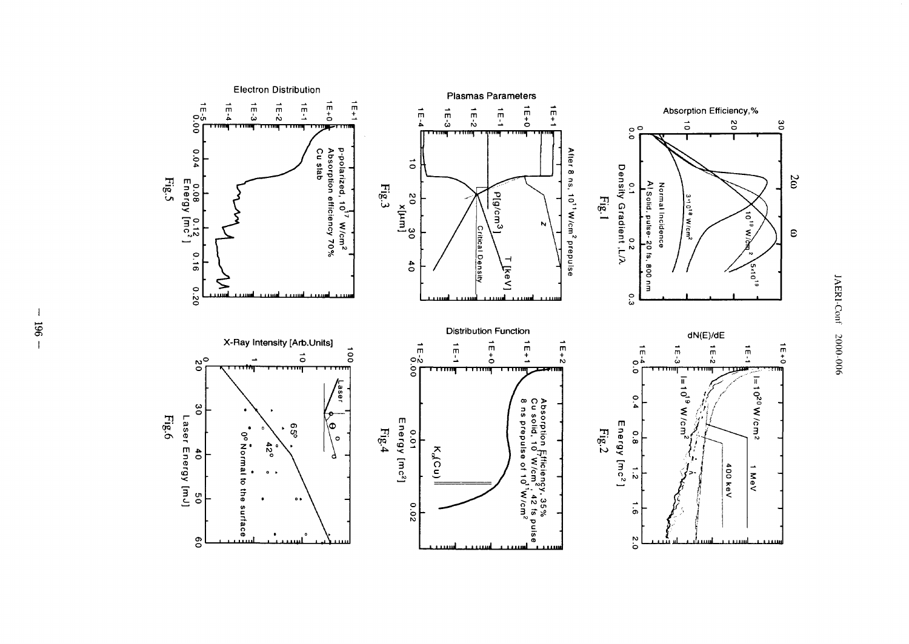Absorption Efficiency,%

30

20

10

0

0.0

0.1

0.2

0.3

Density Gradient ,L/λ

$2\omega$

$\omega$

$10^{19}$ W/cm$^2$

$5\times10^{19}$

$3\times10^{18}$ W/cm$^2$

Normal Incidence

Al Solid, pulse- 20 fs, 800 nm

Fig.1

dN(E)/dE

1E+0

1E-1

1E-2

1E-3

1E-4

0.0

0.4

0.8

1.2

1.6

2.0

Energy [mc$^2$]

I=$10^{20}$ W/cm$^2$

I=$10^{19}$ W/cm$^2$

1 MeV

400 keV

Fig.2

Plasmas Parameters

1E+1

1E+0

1E-1

1E-2

1E-3

1E-4

10

20

30

40

x[μm]

After 8 ns, $10^{11}$ W/cm$^2$ prepulse

z

ρ[g/cm$^3$]

T [keV]

Critical Density

Fig.3

Distribution Function

1E+2

1E+1

1E+0

1E-1

1E-2

0.00

0.01

0.02

Energy [mc$^2$]

Absorption Efficiency, 35%

Cu solid, $10^{17}$ W/cm$^2$, 42 fs pulse

8 ns prepulse of $10^{11}$ W/cm$^2$

$K_\alpha$(Cu)

Fig.4

Electron Distribution

1E+1

1E+0

1E-1

1E-2

1E-3

1E-4

1E-5

0.00

0.04

0.08

0.12

0.16

0.20

Energy [mc$^2$]

p-polarized, $10^{17}$ W/cm$^2$

Absorption efficiency 70%

Cu slab

Fig.5

X-Ray Intensity [Arb.Units]

100

10

1

0

20

30

40

50

60

Laser Energy [mJ]

Laser

θ

o

65°

42°

0° Normal to the surface

Fig.6